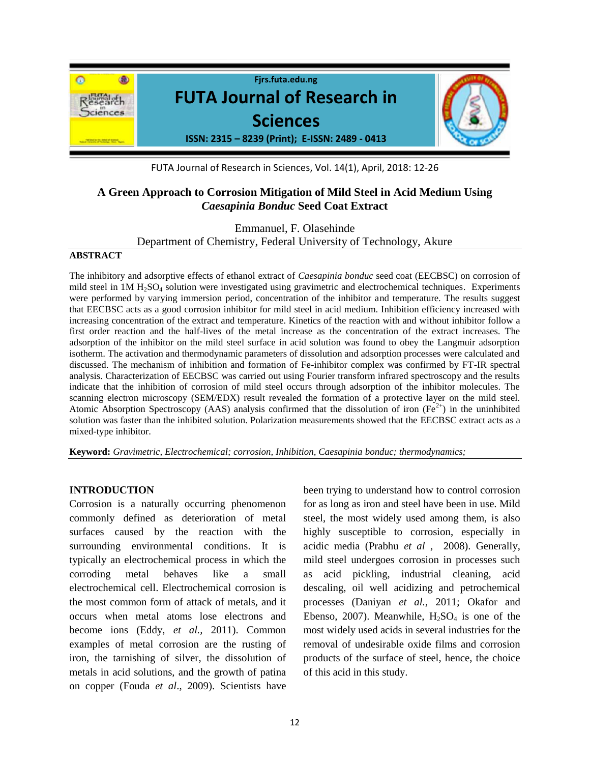# A Green Approach to Corrosion Mitigation of Mild Steel in Acid Medium Using *Caesapinia Bonduc* Seed Coat Extract

Emmanuel, F. Olasehinde
Department of Chemistry, Federal University of Technology, Akure

## ABSTRACT

The inhibitory and adsorptive effects of ethanol extract of *Caesapinia bonduc* seed coat (EECBSC) on corrosion of mild steel in 1M $H_2SO_4$ solution were investigated using gravimetric and electrochemical techniques. Experiments were performed by varying immersion period, concentration of the inhibitor and temperature. The results suggest that EECBSC acts as a good corrosion inhibitor for mild steel in acid medium. Inhibition efficiency increased with increasing concentration of the extract and temperature. Kinetics of the reaction with and without inhibitor follow a first order reaction and the half-lives of the metal increase as the concentration of the extract increases. The adsorption of the inhibitor on the mild steel surface in acid solution was found to obey the Langmuir adsorption isotherm. The activation and thermodynamic parameters of dissolution and adsorption processes were calculated and discussed. The mechanism of inhibition and formation of Fe-inhibitor complex was confirmed by FT-IR spectral analysis. Characterization of EECBSC was carried out using Fourier transform infrared spectroscopy and the results indicate that the inhibition of corrosion of mild steel occurs through adsorption of the inhibitor molecules. The scanning electron microscopy (SEM/EDX) result revealed the formation of a protective layer on the mild steel. Atomic Absorption Spectroscopy (AAS) analysis confirmed that the dissolution of iron ($Fe^{2+}$) in the uninhibited solution was faster than the inhibited solution. Polarization measurements showed that the EECBSC extract acts as a mixed-type inhibitor.

**Keyword:** *Gravimetric, Electrochemical; corrosion, Inhibition, Caesapinia bonduc; thermodynamics;*

## INTRODUCTION

Corrosion is a naturally occurring phenomenon commonly defined as deterioration of metal surfaces caused by the reaction with the surrounding environmental conditions. It is typically an electrochemical process in which the corroding metal behaves like a small electrochemical cell. Electrochemical corrosion is the most common form of attack of metals, and it occurs when metal atoms lose electrons and become ions (Eddy, *et al.*, 2011). Common examples of metal corrosion are the rusting of iron, the tarnishing of silver, the dissolution of metals in acid solutions, and the growth of patina on copper (Fouda *et al*., 2009). Scientists have been trying to understand how to control corrosion for as long as iron and steel have been in use. Mild steel, the most widely used among them, is also highly susceptible to corrosion, especially in acidic media (Prabhu *et al* , 2008). Generally, mild steel undergoes corrosion in processes such as acid pickling, industrial cleaning, acid descaling, oil well acidizing and petrochemical processes (Daniyan *et al.,* 2011; Okafor and Ebenso, 2007). Meanwhile, $H_2SO_4$ is one of the most widely used acids in several industries for the removal of undesirable oxide films and corrosion products of the surface of steel, hence, the choice of this acid in this study.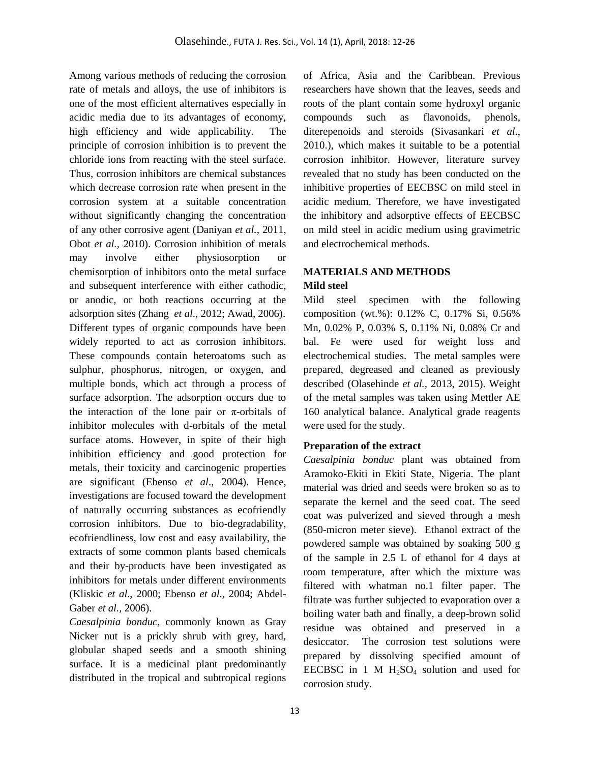Among various methods of reducing the corrosion rate of metals and alloys, the use of inhibitors is one of the most efficient alternatives especially in acidic media due to its advantages of economy, high efficiency and wide applicability. The principle of corrosion inhibition is to prevent the chloride ions from reacting with the steel surface. Thus, corrosion inhibitors are chemical substances which decrease corrosion rate when present in the corrosion system at a suitable concentration without significantly changing the concentration of any other corrosive agent (Daniyan *et al.*, 2011, Obot *et al.*, 2010). Corrosion inhibition of metals may involve either physiosorption or chemisorption of inhibitors onto the metal surface and subsequent interference with either cathodic, or anodic, or both reactions occurring at the adsorption sites (Zhang *et al*., 2012; Awad, 2006). Different types of organic compounds have been widely reported to act as corrosion inhibitors. These compounds contain heteroatoms such as sulphur, phosphorus, nitrogen, or oxygen, and multiple bonds, which act through a process of surface adsorption. The adsorption occurs due to the interaction of the lone pair or π-orbitals of inhibitor molecules with d-orbitals of the metal surface atoms. However, in spite of their high inhibition efficiency and good protection for metals, their toxicity and carcinogenic properties are significant (Ebenso *et al*., 2004). Hence, investigations are focused toward the development of naturally occurring substances as ecofriendly corrosion inhibitors. Due to bio-degradability, ecofriendliness, low cost and easy availability, the extracts of some common plants based chemicals and their by-products have been investigated as inhibitors for metals under different environments (Kliskic *et al*., 2000; Ebenso *et al*., 2004; Abdel-Gaber *et al.*, 2006).

*Caesalpinia bonduc*, commonly known as Gray Nicker nut is a prickly shrub with grey, hard, globular shaped seeds and a smooth shining surface. It is a medicinal plant predominantly distributed in the tropical and subtropical regions of Africa, Asia and the Caribbean. Previous researchers have shown that the leaves, seeds and roots of the plant contain some hydroxyl organic compounds such as flavonoids, phenols, diterepenoids and steroids (Sivasankari *et al*., 2010.), which makes it suitable to be a potential corrosion inhibitor. However, literature survey revealed that no study has been conducted on the inhibitive properties of EECBSC on mild steel in acidic medium. Therefore, we have investigated the inhibitory and adsorptive effects of EECBSC on mild steel in acidic medium using gravimetric and electrochemical methods.

## MATERIALS AND METHODS

### Mild steel

Mild steel specimen with the following composition (wt.%): 0.12% C, 0.17% Si, 0.56% Mn, 0.02% P, 0.03% S, 0.11% Ni, 0.08% Cr and bal. Fe were used for weight loss and electrochemical studies. The metal samples were prepared, degreased and cleaned as previously described (Olasehinde *et al.*, 2013, 2015). Weight of the metal samples was taken using Mettler AE 160 analytical balance. Analytical grade reagents were used for the study.

### Preparation of the extract

*Caesalpinia bonduc* plant was obtained from Aramoko-Ekiti in Ekiti State, Nigeria. The plant material was dried and seeds were broken so as to separate the kernel and the seed coat. The seed coat was pulverized and sieved through a mesh (850-micron meter sieve). Ethanol extract of the powdered sample was obtained by soaking 500 g of the sample in 2.5 L of ethanol for 4 days at room temperature, after which the mixture was filtered with whatman no.1 filter paper. The filtrate was further subjected to evaporation over a boiling water bath and finally, a deep-brown solid residue was obtained and preserved in a desiccator. The corrosion test solutions were prepared by dissolving specified amount of EECBSC in 1 M $H_2SO_4$ solution and used for corrosion study.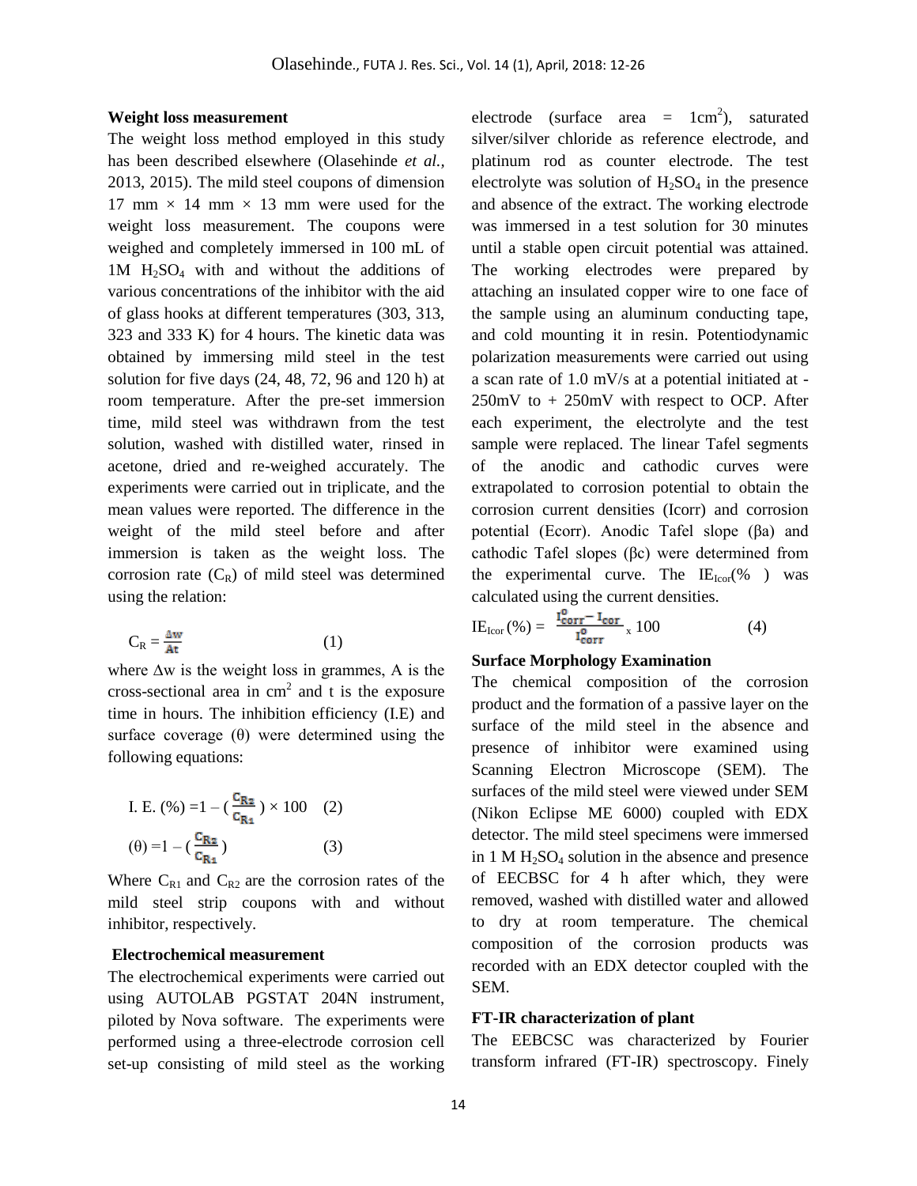### Weight loss measurement

The weight loss method employed in this study has been described elsewhere (Olasehinde *et al.*, 2013, 2015). The mild steel coupons of dimension 17 mm × 14 mm × 13 mm were used for the weight loss measurement. The coupons were weighed and completely immersed in 100 mL of 1M $H_2SO_4$ with and without the additions of various concentrations of the inhibitor with the aid of glass hooks at different temperatures (303, 313, 323 and 333 K) for 4 hours. The kinetic data was obtained by immersing mild steel in the test solution for five days (24, 48, 72, 96 and 120 h) at room temperature. After the pre-set immersion time, mild steel was withdrawn from the test solution, washed with distilled water, rinsed in acetone, dried and re-weighed accurately. The experiments were carried out in triplicate, and the mean values were reported. The difference in the weight of the mild steel before and after immersion is taken as the weight loss. The corrosion rate ($C_R$) of mild steel was determined using the relation:

$$C_R = \frac{\Delta w}{At} \qquad (1)$$

where Δw is the weight loss in grammes, A is the cross-sectional area in $cm^2$ and t is the exposure time in hours. The inhibition efficiency (I.E) and surface coverage (θ) were determined using the following equations:

$$\text{I. E. } (\%) = 1 - \left(\frac{C_{R2}}{C_{R1}}\right) \times 100 \qquad (2)$$

$$(\theta) = 1 - \left(\frac{C_{R2}}{C_{R1}}\right) \qquad (3)$$

Where $C_{R1}$ and $C_{R2}$ are the corrosion rates of the mild steel strip coupons with and without inhibitor, respectively.

### Electrochemical measurement

The electrochemical experiments were carried out using AUTOLAB PGSTAT 204N instrument, piloted by Nova software. The experiments were performed using a three-electrode corrosion cell set-up consisting of mild steel as the working electrode (surface area = $1cm^2$), saturated silver/silver chloride as reference electrode, and platinum rod as counter electrode. The test electrolyte was solution of $H_2SO_4$ in the presence and absence of the extract. The working electrode was immersed in a test solution for 30 minutes until a stable open circuit potential was attained. The working electrodes were prepared by attaching an insulated copper wire to one face of the sample using an aluminum conducting tape, and cold mounting it in resin. Potentiodynamic polarization measurements were carried out using a scan rate of 1.0 mV/s at a potential initiated at -250mV to + 250mV with respect to OCP. After each experiment, the electrolyte and the test sample were replaced. The linear Tafel segments of the anodic and cathodic curves were extrapolated to corrosion potential to obtain the corrosion current densities (Icorr) and corrosion potential (Ecorr). Anodic Tafel slope (βa) and cathodic Tafel slopes (βc) were determined from the experimental curve. The $IE_{Icor}$(% ) was calculated using the current densities.

$$IE_{Icor}(\%) = \frac{I^{0}_{corr} - I_{cor}}{I^{0}_{corr}} \times 100 \qquad (4)$$

### Surface Morphology Examination

The chemical composition of the corrosion product and the formation of a passive layer on the surface of the mild steel in the absence and presence of inhibitor were examined using Scanning Electron Microscope (SEM). The surfaces of the mild steel were viewed under SEM (Nikon Eclipse ME 6000) coupled with EDX detector. The mild steel specimens were immersed in 1 M $H_2SO_4$ solution in the absence and presence of EECBSC for 4 h after which, they were removed, washed with distilled water and allowed to dry at room temperature. The chemical composition of the corrosion products was recorded with an EDX detector coupled with the SEM.

### FT-IR characterization of plant

The EEBCSC was characterized by Fourier transform infrared (FT-IR) spectroscopy. Finely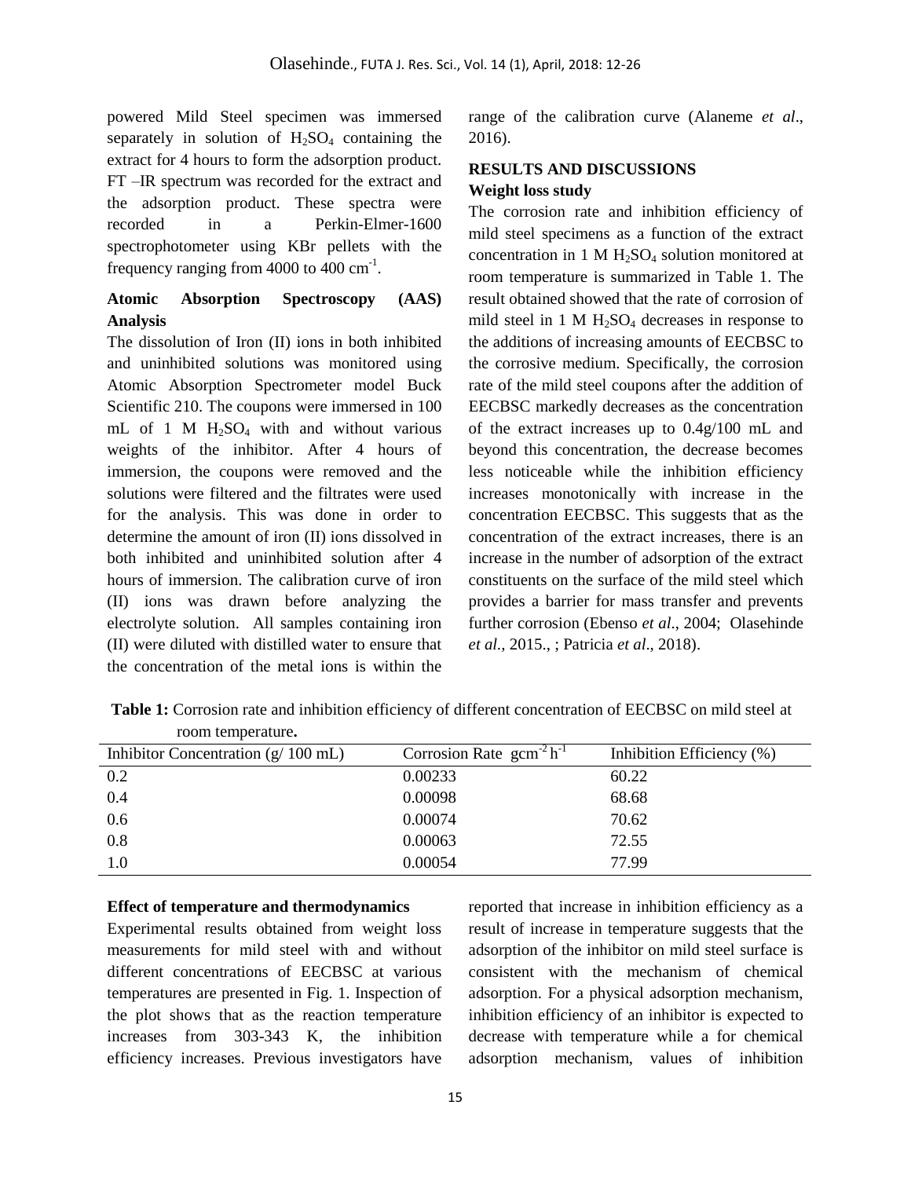powered Mild Steel specimen was immersed separately in solution of $H_2SO_4$ containing the extract for 4 hours to form the adsorption product. FT –IR spectrum was recorded for the extract and the adsorption product. These spectra were recorded in a Perkin-Elmer-1600 spectrophotometer using KBr pellets with the frequency ranging from 4000 to 400 $cm^{-1}$.

### Atomic Absorption Spectroscopy (AAS) Analysis

The dissolution of Iron (II) ions in both inhibited and uninhibited solutions was monitored using Atomic Absorption Spectrometer model Buck Scientific 210. The coupons were immersed in 100 mL of 1 M $H_2SO_4$ with and without various weights of the inhibitor. After 4 hours of immersion, the coupons were removed and the solutions were filtered and the filtrates were used for the analysis. This was done in order to determine the amount of iron (II) ions dissolved in both inhibited and uninhibited solution after 4 hours of immersion. The calibration curve of iron (II) ions was drawn before analyzing the electrolyte solution. All samples containing iron (II) were diluted with distilled water to ensure that the concentration of the metal ions is within the range of the calibration curve (Alaneme *et al*., 2016).

## RESULTS AND DISCUSSIONS

### Weight loss study

The corrosion rate and inhibition efficiency of mild steel specimens as a function of the extract concentration in 1 M $H_2SO_4$ solution monitored at room temperature is summarized in Table 1. The result obtained showed that the rate of corrosion of mild steel in 1 M $H_2SO_4$ decreases in response to the additions of increasing amounts of EECBSC to the corrosive medium. Specifically, the corrosion rate of the mild steel coupons after the addition of EECBSC markedly decreases as the concentration of the extract increases up to 0.4g/100 mL and beyond this concentration, the decrease becomes less noticeable while the inhibition efficiency increases monotonically with increase in the concentration EECBSC. This suggests that as the concentration of the extract increases, there is an increase in the number of adsorption of the extract constituents on the surface of the mild steel which provides a barrier for mass transfer and prevents further corrosion (Ebenso *et al*., 2004; Olasehinde *et al.*, 2015., ; Patricia *et al*., 2018).

**Table 1:** Corrosion rate and inhibition efficiency of different concentration of EECBSC on mild steel at room temperature**.**

| Inhibitor Concentration (g/ 100 mL) | Corrosion Rate $gcm^{-2}h^{-1}$ | Inhibition Efficiency (%) |
|---|---|---|
| 0.2 | 0.00233 | 60.22 |
| 0.4 | 0.00098 | 68.68 |
| 0.6 | 0.00074 | 70.62 |
| 0.8 | 0.00063 | 72.55 |
| 1.0 | 0.00054 | 77.99 |

### Effect of temperature and thermodynamics

Experimental results obtained from weight loss measurements for mild steel with and without different concentrations of EECBSC at various temperatures are presented in Fig. 1. Inspection of the plot shows that as the reaction temperature increases from 303-343 K, the inhibition efficiency increases. Previous investigators have reported that increase in inhibition efficiency as a result of increase in temperature suggests that the adsorption of the inhibitor on mild steel surface is consistent with the mechanism of chemical adsorption. For a physical adsorption mechanism, inhibition efficiency of an inhibitor is expected to decrease with temperature while a for chemical adsorption mechanism, values of inhibition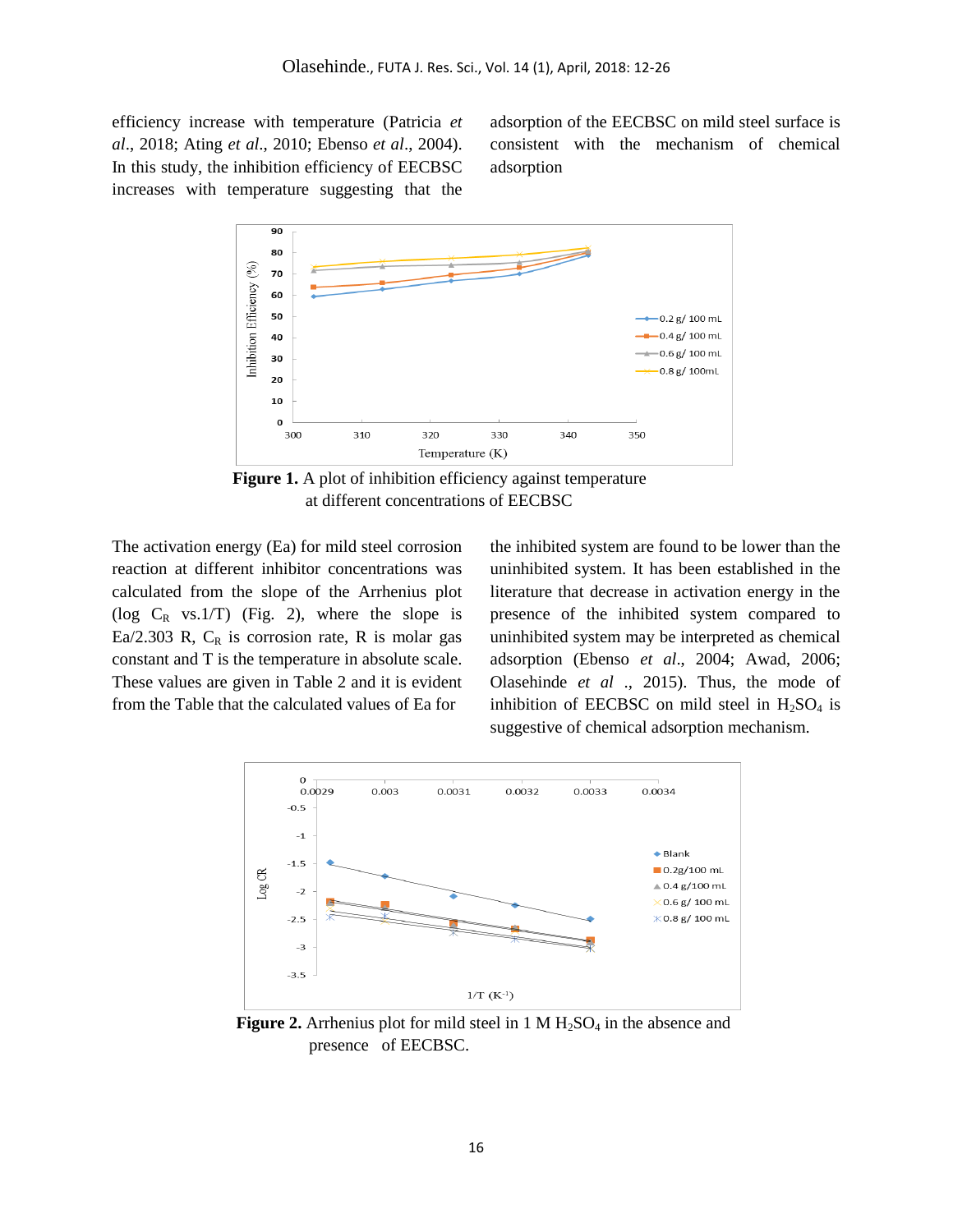efficiency increase with temperature (Patricia *et al*., 2018; Ating *et al*., 2010; Ebenso *et al*., 2004). In this study, the inhibition efficiency of EECBSC increases with temperature suggesting that the adsorption of the EECBSC on mild steel surface is consistent with the mechanism of chemical adsorption

**Figure 1.** A plot of inhibition efficiency against temperature at different concentrations of EECBSC

The activation energy (Ea) for mild steel corrosion reaction at different inhibitor concentrations was calculated from the slope of the Arrhenius plot (log $C_R$ vs.1/T) (Fig. 2), where the slope is Ea/2.303 R, $C_R$ is corrosion rate, R is molar gas constant and T is the temperature in absolute scale. These values are given in Table 2 and it is evident from the Table that the calculated values of Ea for the inhibited system are found to be lower than the uninhibited system. It has been established in the literature that decrease in activation energy in the presence of the inhibited system compared to uninhibited system may be interpreted as chemical adsorption (Ebenso *et al*., 2004; Awad, 2006; Olasehinde *et al* ., 2015). Thus, the mode of inhibition of EECBSC on mild steel in $H_2SO_4$ is suggestive of chemical adsorption mechanism.

**Figure 2.** Arrhenius plot for mild steel in 1 M $H_2SO_4$ in the absence and presence of EECBSC.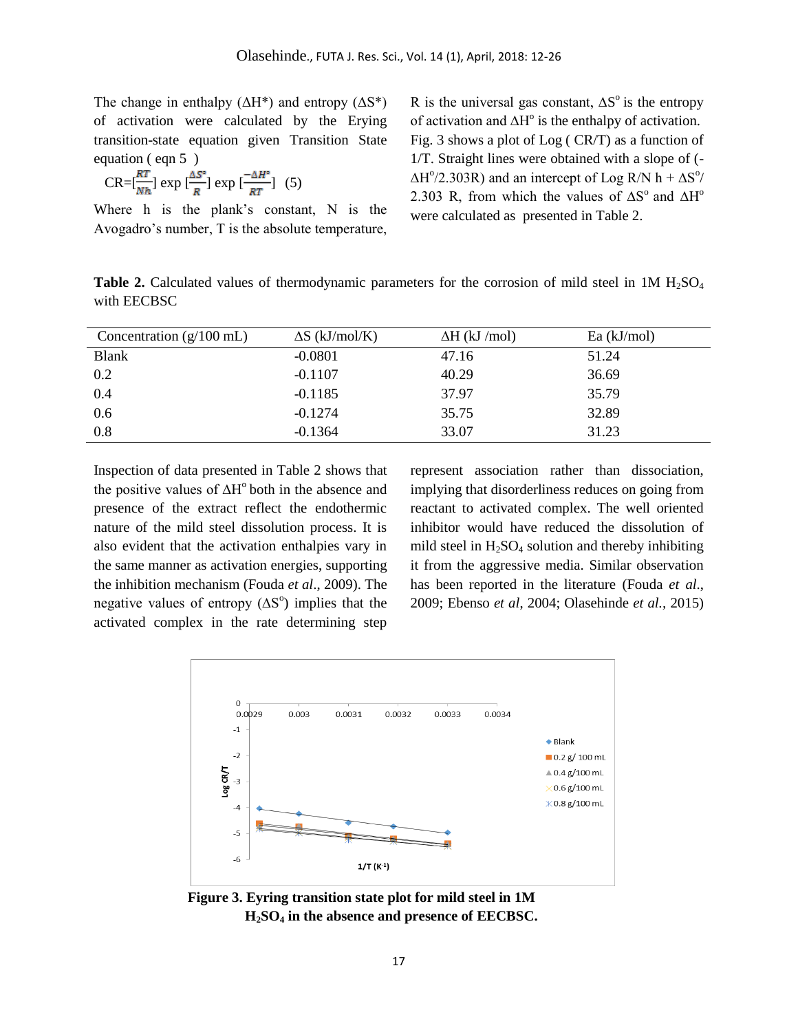The change in enthalpy (ΔH*) and entropy (ΔS*) of activation were calculated by the Erying transition-state equation given Transition State equation ( eqn 5 )

$$CR=\left[\frac{RT}{Nh}\right] \exp\left[\frac{\Delta S^{o}}{R}\right] \exp\left[\frac{-\Delta H^{o}}{RT}\right] \quad (5)$$

Where h is the plank's constant, N is the Avogadro's number, T is the absolute temperature, R is the universal gas constant, $\Delta S^{o}$ is the entropy of activation and $\Delta H^{o}$ is the enthalpy of activation. Fig. 3 shows a plot of Log ( CR/T) as a function of 1/T. Straight lines were obtained with a slope of ($-\Delta H^{o}/2.303R$) and an intercept of Log R/N h + $\Delta S^{o}/2.303$ R, from which the values of $\Delta S^{o}$ and $\Delta H^{o}$ were calculated as presented in Table 2.

**Table 2.** Calculated values of thermodynamic parameters for the corrosion of mild steel in 1M $H_2SO_4$ with EECBSC

| Concentration (g/100 mL) | ΔS (kJ/mol/K) | ΔH (kJ /mol) | Ea (kJ/mol) |
|---|---|---|---|
| Blank | -0.0801 | 47.16 | 51.24 |
| 0.2 | -0.1107 | 40.29 | 36.69 |
| 0.4 | -0.1185 | 37.97 | 35.79 |
| 0.6 | -0.1274 | 35.75 | 32.89 |
| 0.8 | -0.1364 | 33.07 | 31.23 |

Inspection of data presented in Table 2 shows that the positive values of $\Delta H^{o}$ both in the absence and presence of the extract reflect the endothermic nature of the mild steel dissolution process. It is also evident that the activation enthalpies vary in the same manner as activation energies, supporting the inhibition mechanism (Fouda *et al*., 2009). The negative values of entropy ($\Delta S^{o}$) implies that the activated complex in the rate determining step represent association rather than dissociation, implying that disorderliness reduces on going from reactant to activated complex. The well oriented inhibitor would have reduced the dissolution of mild steel in $H_2SO_4$ solution and thereby inhibiting it from the aggressive media. Similar observation has been reported in the literature (Fouda *et al*., 2009; Ebenso *et al*, 2004; Olasehinde *et al.*, 2015)

**Figure 3. Eyring transition state plot for mild steel in 1M $H_2SO_4$ in the absence and presence of EECBSC.**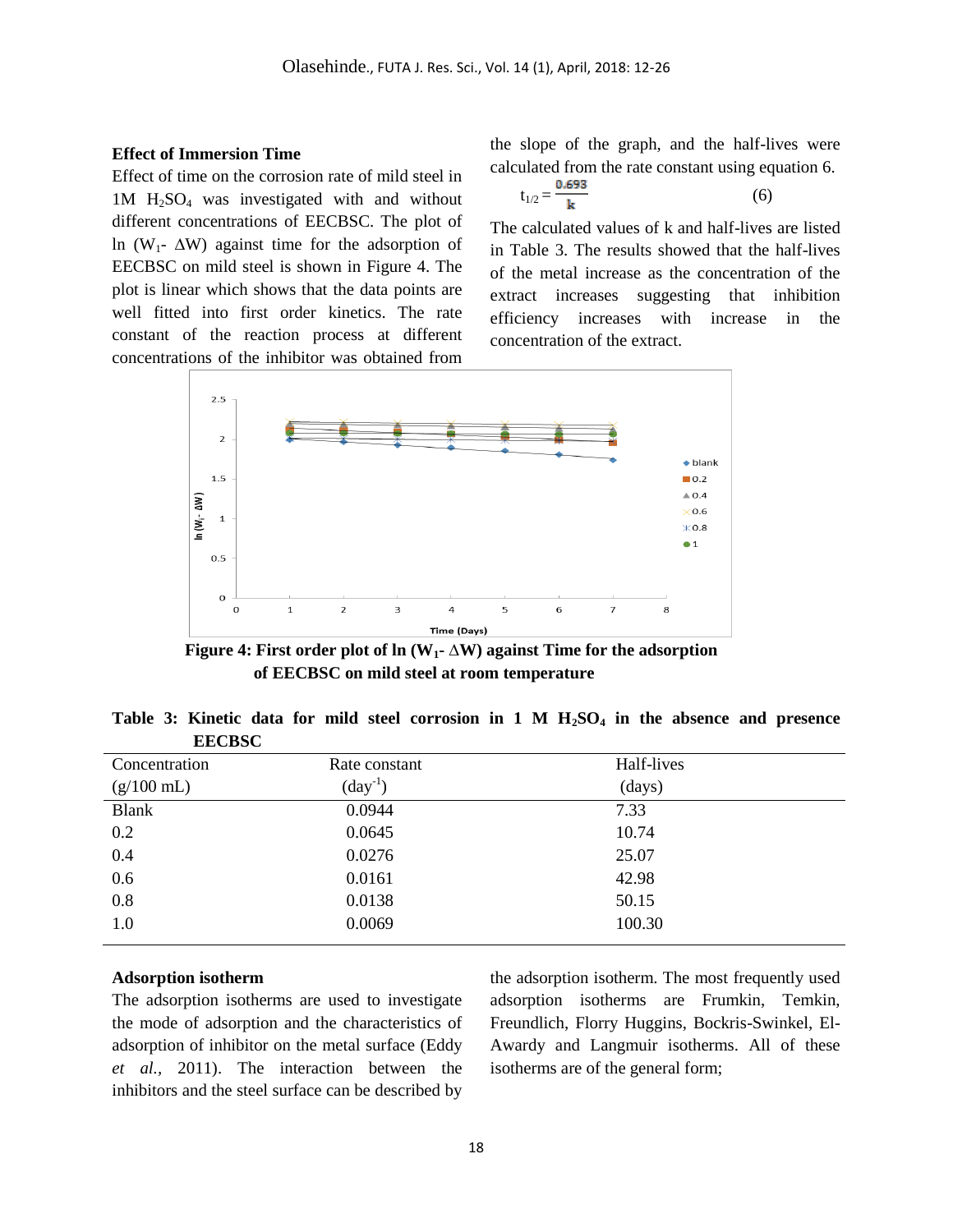### Effect of Immersion Time

Effect of time on the corrosion rate of mild steel in 1M $H_2SO_4$ was investigated with and without different concentrations of EECBSC. The plot of ln ($W_1$- $\Delta W$) against time for the adsorption of EECBSC on mild steel is shown in Figure 4. The plot is linear which shows that the data points are well fitted into first order kinetics. The rate constant of the reaction process at different concentrations of the inhibitor was obtained from the slope of the graph, and the half-lives were calculated from the rate constant using equation 6.

$$t_{1/2} = \frac{0.693}{k} \quad (6)$$

The calculated values of k and half-lives are listed in Table 3. The results showed that the half-lives of the metal increase as the concentration of the extract increases suggesting that inhibition efficiency increases with increase in the concentration of the extract.

**Figure 4: First order plot of ln ($W_1$- $\Delta W$) against Time for the adsorption of EECBSC on mild steel at room temperature**

**Table 3: Kinetic data for mild steel corrosion in 1 M $H_2SO_4$ in the absence and presence EECBSC**

| Concentration (g/100 mL) | Rate constant ($day^{-1}$) | Half-lives (days) |
|---|---|---|
| Blank | 0.0944 | 7.33 |
| 0.2 | 0.0645 | 10.74 |
| 0.4 | 0.0276 | 25.07 |
| 0.6 | 0.0161 | 42.98 |
| 0.8 | 0.0138 | 50.15 |
| 1.0 | 0.0069 | 100.30 |

### Adsorption isotherm

The adsorption isotherms are used to investigate the mode of adsorption and the characteristics of adsorption of inhibitor on the metal surface (Eddy *et al.*, 2011). The interaction between the inhibitors and the steel surface can be described by the adsorption isotherm. The most frequently used adsorption isotherms are Frumkin, Temkin, Freundlich, Florry Huggins, Bockris-Swinkel, El-Awardy and Langmuir isotherms. All of these isotherms are of the general form;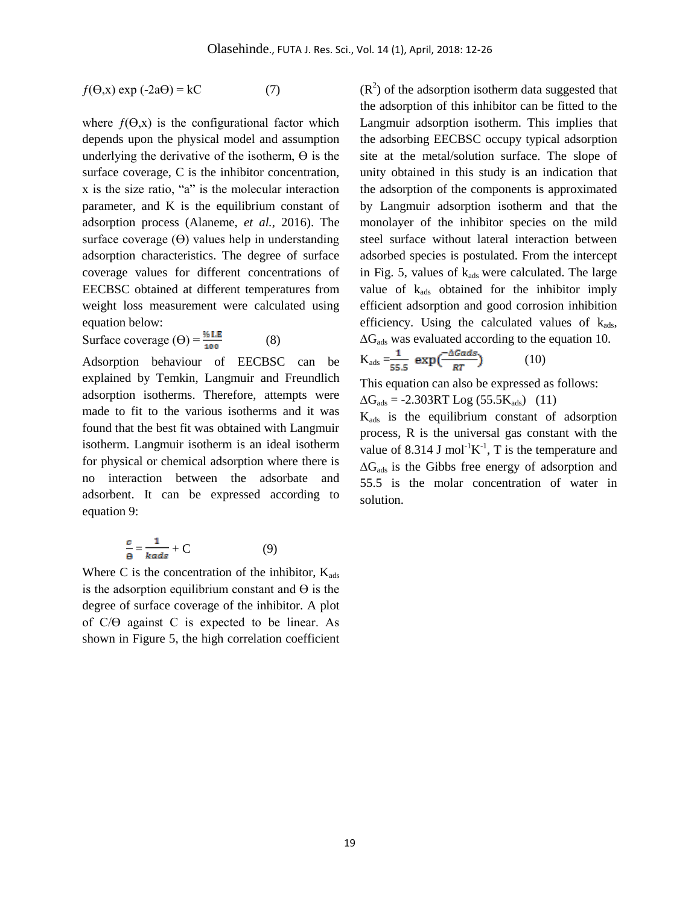$$f(\Theta,x) \exp(-2a\Theta) = kC \quad (7)$$

where $f(\Theta,x)$ is the configurational factor which depends upon the physical model and assumption underlying the derivative of the isotherm, $\Theta$ is the surface coverage, C is the inhibitor concentration, x is the size ratio, "a" is the molecular interaction parameter, and K is the equilibrium constant of adsorption process (Alaneme, *et al.*, 2016). The surface coverage ($\Theta$) values help in understanding adsorption characteristics. The degree of surface coverage values for different concentrations of EECBSC obtained at different temperatures from weight loss measurement were calculated using equation below:

$$\text{Surface coverage } (\Theta) = \frac{\%\,I.E}{100} \quad (8)$$

Adsorption behaviour of EECBSC can be explained by Temkin, Langmuir and Freundlich adsorption isotherms. Therefore, attempts were made to fit to the various isotherms and it was found that the best fit was obtained with Langmuir isotherm. Langmuir isotherm is an ideal isotherm for physical or chemical adsorption where there is no interaction between the adsorbate and adsorbent. It can be expressed according to equation 9:

$$\frac{c}{\theta} = \frac{1}{k_{ads}} + C \quad (9)$$

Where C is the concentration of the inhibitor, $K_{ads}$ is the adsorption equilibrium constant and $\Theta$ is the degree of surface coverage of the inhibitor. A plot of C/$\Theta$ against C is expected to be linear. As shown in Figure 5, the high correlation coefficient ($R^2$) of the adsorption isotherm data suggested that the adsorption of this inhibitor can be fitted to the Langmuir adsorption isotherm. This implies that the adsorbing EECBSC occupy typical adsorption site at the metal/solution surface. The slope of unity obtained in this study is an indication that the adsorption of the components is approximated by Langmuir adsorption isotherm and that the monolayer of the inhibitor species on the mild steel surface without lateral interaction between adsorbed species is postulated. From the intercept in Fig. 5, values of $k_{ads}$ were calculated. The large value of $k_{ads}$ obtained for the inhibitor imply efficient adsorption and good corrosion inhibition efficiency. Using the calculated values of $k_{ads}$, $\Delta G_{ads}$ was evaluated according to the equation 10.

$$K_{ads} = \frac{1}{55.5} \exp\left(\frac{-\Delta G_{ads}}{RT}\right) \quad (10)$$

This equation can also be expressed as follows:

$$\Delta G_{ads} = -2.303RT \operatorname{Log}(55.5K_{ads}) \quad (11)$$

$K_{ads}$ is the equilibrium constant of adsorption process, R is the universal gas constant with the value of 8.314 J $mol^{-1}K^{-1}$, T is the temperature and $\Delta G_{ads}$ is the Gibbs free energy of adsorption and 55.5 is the molar concentration of water in solution.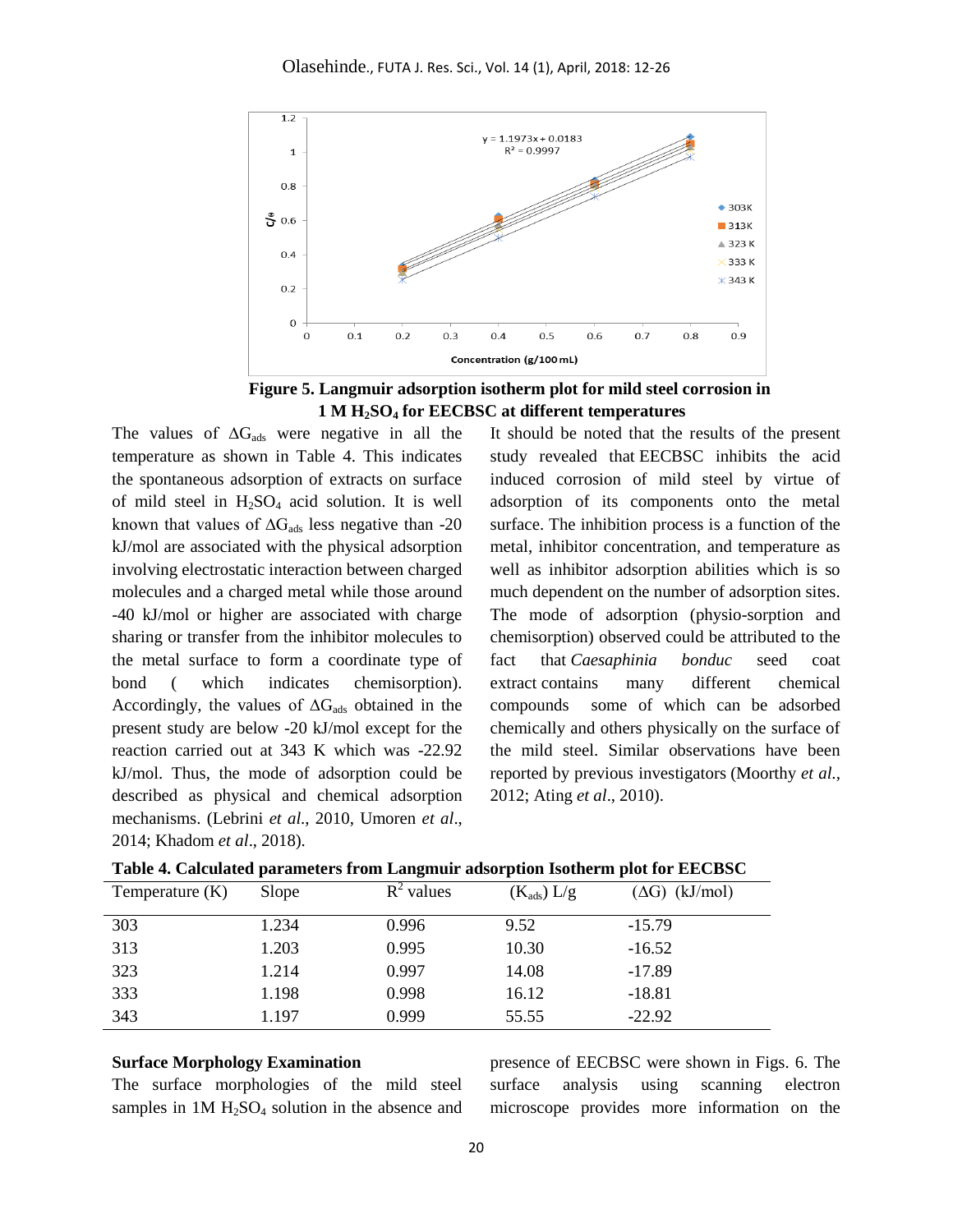Figure 5. Langmuir adsorption isotherm plot for mild steel corrosion in 1 M $H_2SO_4$ for EECBSC at different temperatures

The values of $\Delta G_{ads}$ were negative in all the temperature as shown in Table 4. This indicates the spontaneous adsorption of extracts on surface of mild steel in $H_2SO_4$ acid solution. It is well known that values of $\Delta G_{ads}$ less negative than -20 kJ/mol are associated with the physical adsorption involving electrostatic interaction between charged molecules and a charged metal while those around -40 kJ/mol or higher are associated with charge sharing or transfer from the inhibitor molecules to the metal surface to form a coordinate type of bond ( which indicates chemisorption). Accordingly, the values of $\Delta G_{ads}$ obtained in the present study are below -20 kJ/mol except for the reaction carried out at 343 K which was -22.92 kJ/mol. Thus, the mode of adsorption could be described as physical and chemical adsorption mechanisms. (Lebrini *et al*., 2010, Umoren *et al*., 2014; Khadom *et al*., 2018).

It should be noted that the results of the present study revealed that EECBSC inhibits the acid induced corrosion of mild steel by virtue of adsorption of its components onto the metal surface. The inhibition process is a function of the metal, inhibitor concentration, and temperature as well as inhibitor adsorption abilities which is so much dependent on the number of adsorption sites. The mode of adsorption (physio-sorption and chemisorption) observed could be attributed to the fact that *Caesaphinia bonduc* seed coat extract contains many different chemical compounds some of which can be adsorbed chemically and others physically on the surface of the mild steel. Similar observations have been reported by previous investigators (Moorthy *et al.,* 2012; Ating *et al*., 2010).

**Table 4. Calculated parameters from Langmuir adsorption Isotherm plot for EECBSC**

| Temperature (K) | Slope | $R^2$ values | ($K_{ads}$) L/g | ($\Delta$G) (kJ/mol) |
|---|---|---|---|---|
| 303 | 1.234 | 0.996 | 9.52 | -15.79 |
| 313 | 1.203 | 0.995 | 10.30 | -16.52 |
| 323 | 1.214 | 0.997 | 14.08 | -17.89 |
| 333 | 1.198 | 0.998 | 16.12 | -18.81 |
| 343 | 1.197 | 0.999 | 55.55 | -22.92 |

**Surface Morphology Examination**

The surface morphologies of the mild steel samples in 1M $H_2SO_4$ solution in the absence and presence of EECBSC were shown in Figs. 6. The surface analysis using scanning electron microscope provides more information on the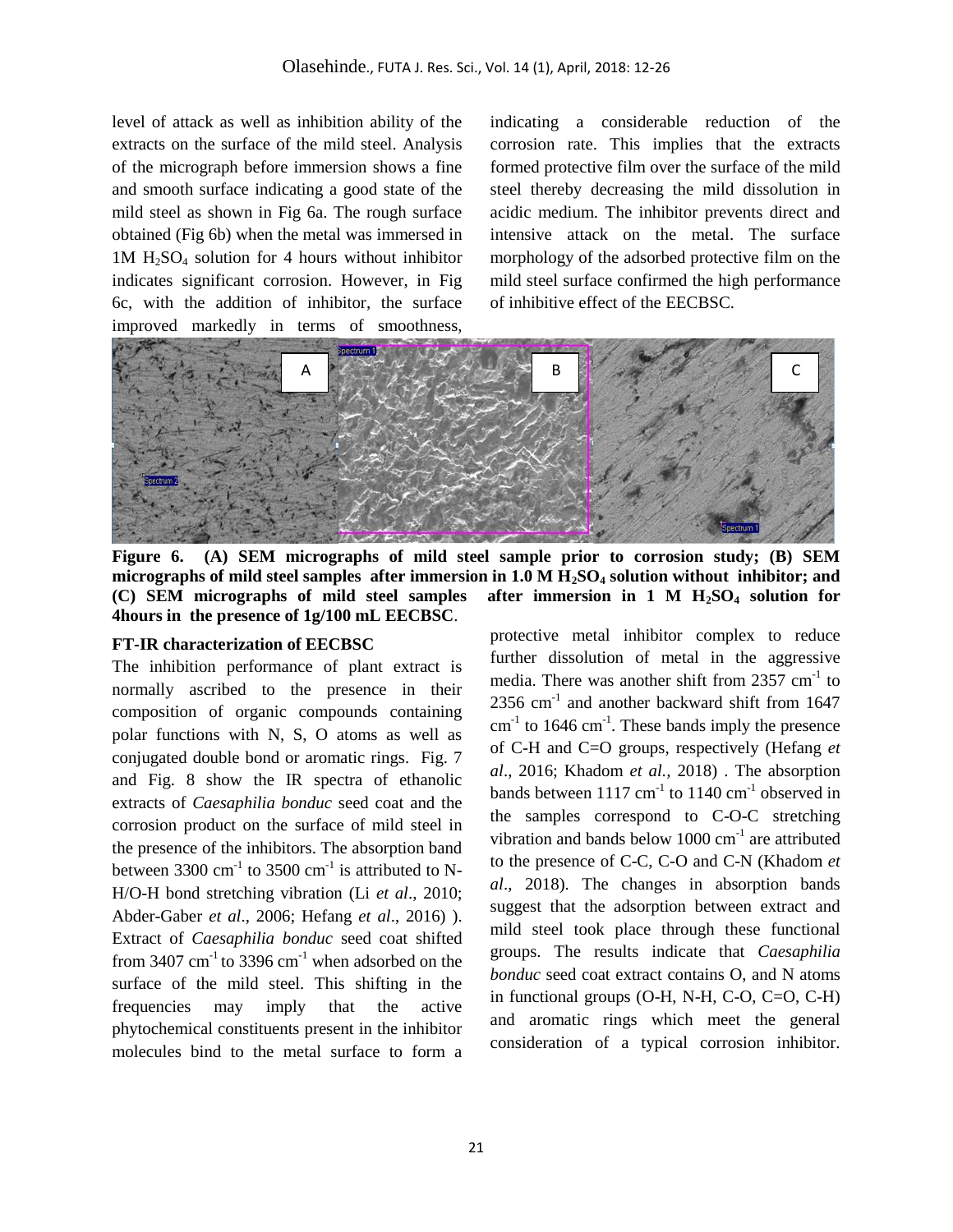level of attack as well as inhibition ability of the extracts on the surface of the mild steel. Analysis of the micrograph before immersion shows a fine and smooth surface indicating a good state of the mild steel as shown in Fig 6a. The rough surface obtained (Fig 6b) when the metal was immersed in 1M $H_2SO_4$ solution for 4 hours without inhibitor indicates significant corrosion. However, in Fig 6c, with the addition of inhibitor, the surface improved markedly in terms of smoothness, indicating a considerable reduction of the corrosion rate. This implies that the extracts formed protective film over the surface of the mild steel thereby decreasing the mild dissolution in acidic medium. The inhibitor prevents direct and intensive attack on the metal. The surface morphology of the adsorbed protective film on the mild steel surface confirmed the high performance of inhibitive effect of the EECBSC.

**Figure 6. (A) SEM micrographs of mild steel sample prior to corrosion study; (B) SEM micrographs of mild steel samples after immersion in 1.0 M $H_2SO_4$ solution without inhibitor; and (C) SEM micrographs of mild steel samples after immersion in 1 M $H_2SO_4$ solution for 4hours in the presence of 1g/100 mL EECBSC**.

**FT-IR characterization of EECBSC**

The inhibition performance of plant extract is normally ascribed to the presence in their composition of organic compounds containing polar functions with N, S, O atoms as well as conjugated double bond or aromatic rings. Fig. 7 and Fig. 8 show the IR spectra of ethanolic extracts of *Caesaphilia bonduc* seed coat and the corrosion product on the surface of mild steel in the presence of the inhibitors. The absorption band between 3300 $cm^{-1}$ to 3500 $cm^{-1}$ is attributed to N-H/O-H bond stretching vibration (Li *et al*., 2010; Abder-Gaber *et al*., 2006; Hefang *et al*., 2016) ). Extract of *Caesaphilia bonduc* seed coat shifted from 3407 $cm^{-1}$ to 3396 $cm^{-1}$ when adsorbed on the surface of the mild steel. This shifting in the frequencies may imply that the active phytochemical constituents present in the inhibitor molecules bind to the metal surface to form a protective metal inhibitor complex to reduce further dissolution of metal in the aggressive media. There was another shift from 2357 $cm^{-1}$ to 2356 $cm^{-1}$ and another backward shift from 1647 $cm^{-1}$ to 1646 $cm^{-1}$. These bands imply the presence of C-H and C=O groups, respectively (Hefang *et al*., 2016; Khadom *et al.,* 2018) . The absorption bands between 1117 $cm^{-1}$ to 1140 $cm^{-1}$ observed in the samples correspond to C-O-C stretching vibration and bands below 1000 $cm^{-1}$ are attributed to the presence of C-C, C-O and C-N (Khadom *et al*., 2018). The changes in absorption bands suggest that the adsorption between extract and mild steel took place through these functional groups. The results indicate that *Caesaphilia bonduc* seed coat extract contains O, and N atoms in functional groups (O-H, N-H, C-O, C=O, C-H) and aromatic rings which meet the general consideration of a typical corrosion inhibitor.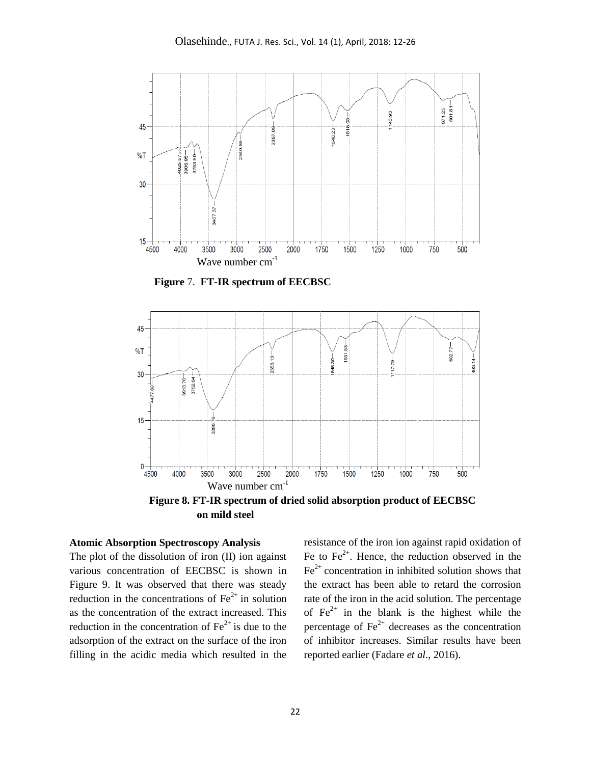**Figure 7. FT-IR spectrum of EECBSC**

**Figure 8. FT-IR spectrum of dried solid absorption product of EECBSC on mild steel**

### Atomic Absorption Spectroscopy Analysis

The plot of the dissolution of iron (II) ion against various concentration of EECBSC is shown in Figure 9. It was observed that there was steady reduction in the concentrations of $Fe^{2+}$ in solution as the concentration of the extract increased. This reduction in the concentration of $Fe^{2+}$ is due to the adsorption of the extract on the surface of the iron filling in the acidic media which resulted in the resistance of the iron ion against rapid oxidation of Fe to $Fe^{2+}$. Hence, the reduction observed in the $Fe^{2+}$ concentration in inhibited solution shows that the extract has been able to retard the corrosion rate of the iron in the acid solution. The percentage of $Fe^{2+}$ in the blank is the highest while the percentage of $Fe^{2+}$ decreases as the concentration of inhibitor increases. Similar results have been reported earlier (Fadare *et al*., 2016).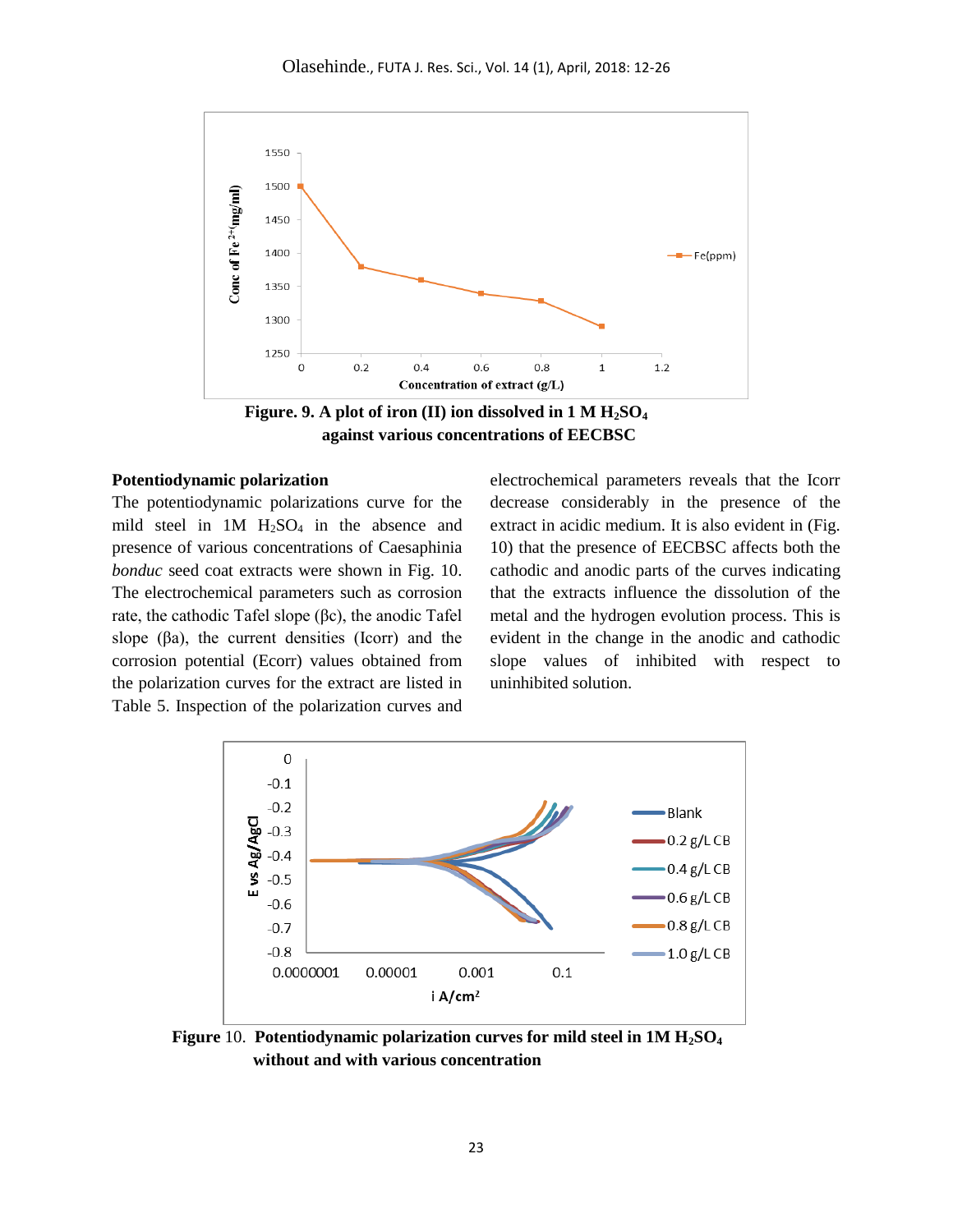**Figure. 9. A plot of iron (II) ion dissolved in 1 M $H_2SO_4$ against various concentrations of EECBSC**

### Potentiodynamic polarization

The potentiodynamic polarizations curve for the mild steel in 1M $H_2SO_4$ in the absence and presence of various concentrations of Caesaphinia *bonduc* seed coat extracts were shown in Fig. 10. The electrochemical parameters such as corrosion rate, the cathodic Tafel slope (βc), the anodic Tafel slope (βa), the current densities (Icorr) and the corrosion potential (Ecorr) values obtained from the polarization curves for the extract are listed in Table 5. Inspection of the polarization curves and electrochemical parameters reveals that the Icorr decrease considerably in the presence of the extract in acidic medium. It is also evident in (Fig. 10) that the presence of EECBSC affects both the cathodic and anodic parts of the curves indicating that the extracts influence the dissolution of the metal and the hydrogen evolution process. This is evident in the change in the anodic and cathodic slope values of inhibited with respect to uninhibited solution.

**Figure** 10. **Potentiodynamic polarization curves for mild steel in 1M $H_2SO_4$ without and with various concentration**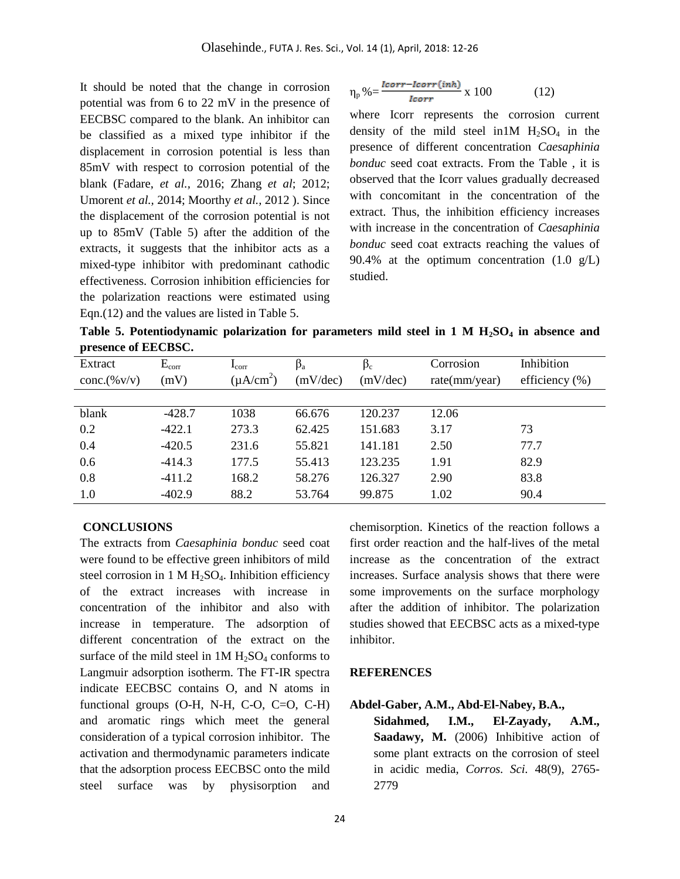It should be noted that the change in corrosion potential was from 6 to 22 mV in the presence of EECBSC compared to the blank. An inhibitor can be classified as a mixed type inhibitor if the displacement in corrosion potential is less than 85mV with respect to corrosion potential of the blank (Fadare, *et al.,* 2016; Zhang *et al*; 2012; Umorent *et al.,* 2014; Moorthy *et al.,* 2012 ). Since the displacement of the corrosion potential is not up to 85mV (Table 5) after the addition of the extracts, it suggests that the inhibitor acts as a mixed-type inhibitor with predominant cathodic effectiveness. Corrosion inhibition efficiencies for the polarization reactions were estimated using Eqn.(12) and the values are listed in Table 5.

$$\eta_p\% = \frac{Icorr - Icorr(inh)}{Icorr} \times 100 \qquad (12)$$

where Icorr represents the corrosion current density of the mild steel in1M $H_2SO_4$ in the presence of different concentration *Caesaphinia bonduc* seed coat extracts. From the Table , it is observed that the Icorr values gradually decreased with concomitant in the concentration of the extract. Thus, the inhibition efficiency increases with increase in the concentration of *Caesaphinia bonduc* seed coat extracts reaching the values of 90.4% at the optimum concentration (1.0 g/L) studied.

**Table 5. Potentiodynamic polarization for parameters mild steel in 1 M $H_2SO_4$ in absence and presence of EECBSC.**

| Extract conc.(%v/v) | $E_{corr}$ (mV) | $I_{corr}$ ($\mu A/cm^2$) | $\beta_a$ (mV/dec) | $\beta_c$ (mV/dec) | Corrosion rate(mm/year) | Inhibition efficiency (%) |
|---|---|---|---|---|---|---|
| blank | -428.7 | 1038 | 66.676 | 120.237 | 12.06 | |
| 0.2 | -422.1 | 273.3 | 62.425 | 151.683 | 3.17 | 73 |
| 0.4 | -420.5 | 231.6 | 55.821 | 141.181 | 2.50 | 77.7 |
| 0.6 | -414.3 | 177.5 | 55.413 | 123.235 | 1.91 | 82.9 |
| 0.8 | -411.2 | 168.2 | 58.276 | 126.327 | 2.90 | 83.8 |
| 1.0 | -402.9 | 88.2 | 53.764 | 99.875 | 1.02 | 90.4 |

## CONCLUSIONS

The extracts from *Caesaphinia bonduc* seed coat were found to be effective green inhibitors of mild steel corrosion in 1 M $H_2SO_4$. Inhibition efficiency of the extract increases with increase in concentration of the inhibitor and also with increase in temperature. The adsorption of different concentration of the extract on the surface of the mild steel in 1M $H_2SO_4$ conforms to Langmuir adsorption isotherm. The FT-IR spectra indicate EECBSC contains O, and N atoms in functional groups (O-H, N-H, C-O, C=O, C-H) and aromatic rings which meet the general consideration of a typical corrosion inhibitor. The activation and thermodynamic parameters indicate that the adsorption process EECBSC onto the mild steel surface was by physisorption and chemisorption. Kinetics of the reaction follows a first order reaction and the half-lives of the metal increase as the concentration of the extract increases. Surface analysis shows that there were some improvements on the surface morphology after the addition of inhibitor. The polarization studies showed that EECBSC acts as a mixed-type inhibitor.

## REFERENCES

**Abdel-Gaber, A.M., Abd-El-Nabey, B.A., Sidahmed, I.M., El-Zayady, A.M., Saadawy, M.** (2006) Inhibitive action of some plant extracts on the corrosion of steel in acidic media, *Corros. Sci.* 48(9), 2765-2779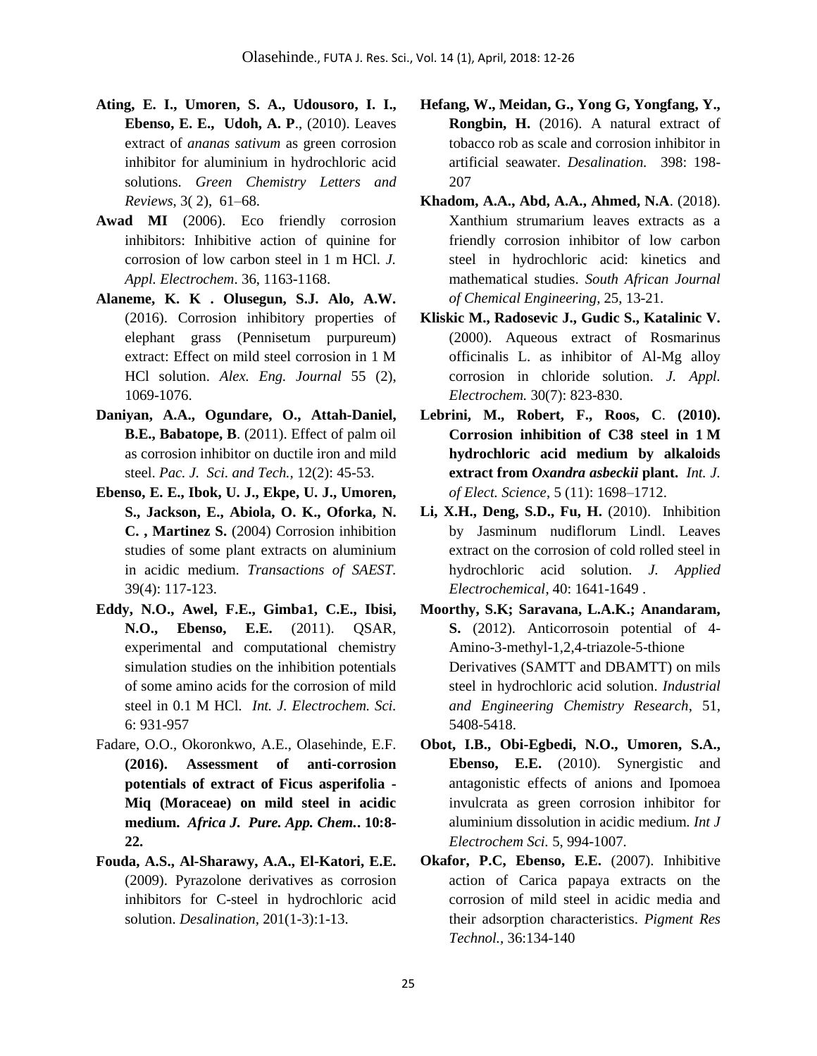**Ating, E. I., Umoren, S. A., Udousoro, I. I., Ebenso, E. E., Udoh, A. P**., (2010). Leaves extract of *ananas sativum* as green corrosion inhibitor for aluminium in hydrochloric acid solutions. *Green Chemistry Letters and Reviews*, 3( 2), 61–68.

**Awad MI** (2006). Eco friendly corrosion inhibitors: Inhibitive action of quinine for corrosion of low carbon steel in 1 m HCl. *J. Appl. Electrochem*. 36, 1163-1168.

**Alaneme, K. K . Olusegun, S.J. Alo, A.W.** (2016). Corrosion inhibitory properties of elephant grass (Pennisetum purpureum) extract: Effect on mild steel corrosion in 1 M HCl solution. *Alex. Eng. Journal* 55 (2), 1069-1076.

**Daniyan, A.A., Ogundare, O., Attah-Daniel, B.E., Babatope, B**. (2011). Effect of palm oil as corrosion inhibitor on ductile iron and mild steel. *Pac. J. Sci. and Tech.,* 12(2): 45-53.

**Ebenso, E. E., Ibok, U. J., Ekpe, U. J., Umoren, S., Jackson, E., Abiola, O. K., Oforka, N. C. , Martinez S.** (2004) Corrosion inhibition studies of some plant extracts on aluminium in acidic medium. *Transactions of SAEST*. 39(4): 117-123.

**Eddy, N.O., Awel, F.E., Gimba1, C.E., Ibisi, N.O., Ebenso, E.E.** (2011). QSAR, experimental and computational chemistry simulation studies on the inhibition potentials of some amino acids for the corrosion of mild steel in 0.1 M HCl. *Int. J. Electrochem. Sci*. 6: 931-957

Fadare, O.O., Okoronkwo, A.E., Olasehinde, E.F. **(2016). Assessment of anti-corrosion potentials of extract of Ficus asperifolia - Miq (Moraceae) on mild steel in acidic medium.** ***Africa J. Pure. App. Chem.*** **. 10:8-22.**

**Fouda, A.S., Al-Sharawy, A.A., El-Katori, E.E.** (2009). Pyrazolone derivatives as corrosion inhibitors for C-steel in hydrochloric acid solution. *Desalination*, 201(1-3):1-13.

**Hefang, W., Meidan, G., Yong G, Yongfang, Y., Rongbin, H.** (2016). A natural extract of tobacco rob as scale and corrosion inhibitor in artificial seawater. *Desalination.* 398: 198-207

**Khadom, A.A., Abd, A.A., Ahmed, N.A**. (2018). Xanthium strumarium leaves extracts as a friendly corrosion inhibitor of low carbon steel in hydrochloric acid: kinetics and mathematical studies. *South African Journal of Chemical Engineering,* 25, 13-21.

**Kliskic M., Radosevic J., Gudic S., Katalinic V.** (2000). Aqueous extract of Rosmarinus officinalis L. as inhibitor of Al-Mg alloy corrosion in chloride solution. *J. Appl. Electrochem.* 30(7): 823-830.

**Lebrini, M., Robert, F., Roos, C**. **(2010). Corrosion inhibition of C38 steel in 1 M hydrochloric acid medium by alkaloids extract from** ***Oxandra asbeckii*** **plant.** *Int. J. of Elect. Science*, 5 (11): 1698–1712.

**Li, X.H., Deng, S.D., Fu, H.** (2010). Inhibition by Jasminum nudiflorum Lindl. Leaves extract on the corrosion of cold rolled steel in hydrochloric acid solution. *J. Applied Electrochemical*, 40: 1641-1649 .

**Moorthy, S.K; Saravana, L.A.K.; Anandaram, S.** (2012). Anticorrosoin potential of 4-Amino-3-methyl-1,2,4-triazole-5-thione Derivatives (SAMTT and DBAMTT) on mils steel in hydrochloric acid solution. *Industrial and Engineering Chemistry Research*, 51, 5408-5418.

**Obot, I.B., Obi-Egbedi, N.O., Umoren, S.A., Ebenso, E.E.** (2010). Synergistic and antagonistic effects of anions and Ipomoea invulcrata as green corrosion inhibitor for aluminium dissolution in acidic medium. *Int J Electrochem Sci.* 5, 994-1007.

**Okafor, P.C, Ebenso, E.E.** (2007). Inhibitive action of Carica papaya extracts on the corrosion of mild steel in acidic media and their adsorption characteristics. *Pigment Res Technol.*, 36:134-140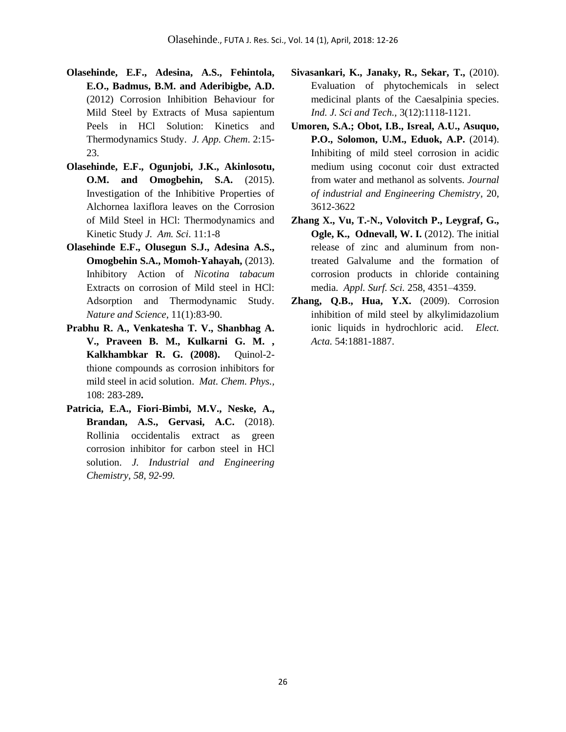**Olasehinde, E.F., Adesina, A.S., Fehintola, E.O., Badmus, B.M. and Aderibigbe, A.D.** (2012) Corrosion Inhibition Behaviour for Mild Steel by Extracts of Musa sapientum Peels in HCl Solution: Kinetics and Thermodynamics Study. *J. App. Chem*. 2:15-23.

**Olasehinde, E.F., Ogunjobi, J.K., Akinlosotu, O.M. and Omogbehin, S.A.** (2015). Investigation of the Inhibitive Properties of Alchornea laxiflora leaves on the Corrosion of Mild Steel in HCl: Thermodynamics and Kinetic Study *J. Am. Sci*. 11:1-8

**Olasehinde E.F., Olusegun S.J., Adesina A.S., Omogbehin S.A., Momoh-Yahayah,** (2013). Inhibitory Action of *Nicotina tabacum* Extracts on corrosion of Mild steel in HCl: Adsorption and Thermodynamic Study. *Nature and Science*, 11(1):83-90.

**Prabhu R. A., Venkatesha T. V., Shanbhag A. V., Praveen B. M., Kulkarni G. M. , Kalkhambkar R. G. (2008).** Quinol-2-thione compounds as corrosion inhibitors for mild steel in acid solution. *Mat. Chem. Phys.*, 108: 283-289**.**

**Patricia, E.A., Fiori-Bimbi, M.V., Neske, A., Brandan, A.S., Gervasi, A.C.** (2018). Rollinia occidentalis extract as green corrosion inhibitor for carbon steel in HCl solution. *J. Industrial and Engineering Chemistry, 58, 92-99.*

**Sivasankari, K., Janaky, R., Sekar, T.,** (2010). Evaluation of phytochemicals in select medicinal plants of the Caesalpinia species. *Ind. J. Sci and Tech.*, 3(12):1118-1121.

**Umoren, S.A.; Obot, I.B., Isreal, A.U., Asuquo, P.O., Solomon, U.M., Eduok, A.P.** (2014). Inhibiting of mild steel corrosion in acidic medium using coconut coir dust extracted from water and methanol as solvents. *Journal of industrial and Engineering Chemistry*, 20, 3612-3622

**Zhang X., Vu, T.-N., Volovitch P., Leygraf, G., Ogle, K., Odnevall, W. I.** (2012). The initial release of zinc and aluminum from non-treated Galvalume and the formation of corrosion products in chloride containing media. *Appl. Surf. Sci.* 258, 4351–4359.

**Zhang, Q.B., Hua, Y.X.** (2009). Corrosion inhibition of mild steel by alkylimidazolium ionic liquids in hydrochloric acid. *Elect. Acta.* 54:1881-1887.